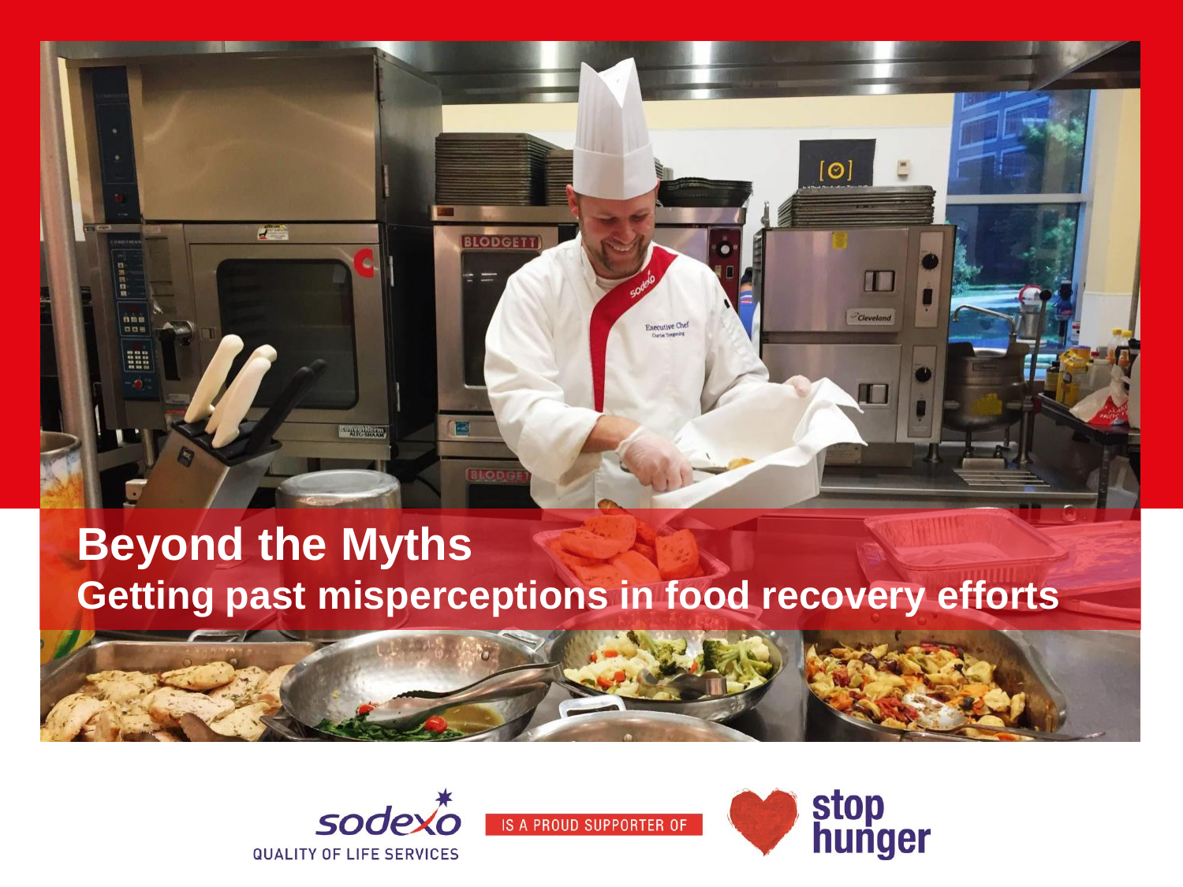# Beyond the Myths

## Getting past misperceptions in food recovery efforts

sodexo QUALITY OF LIFE SERVICES IS A PROUD SUPPORTER OF stop hunger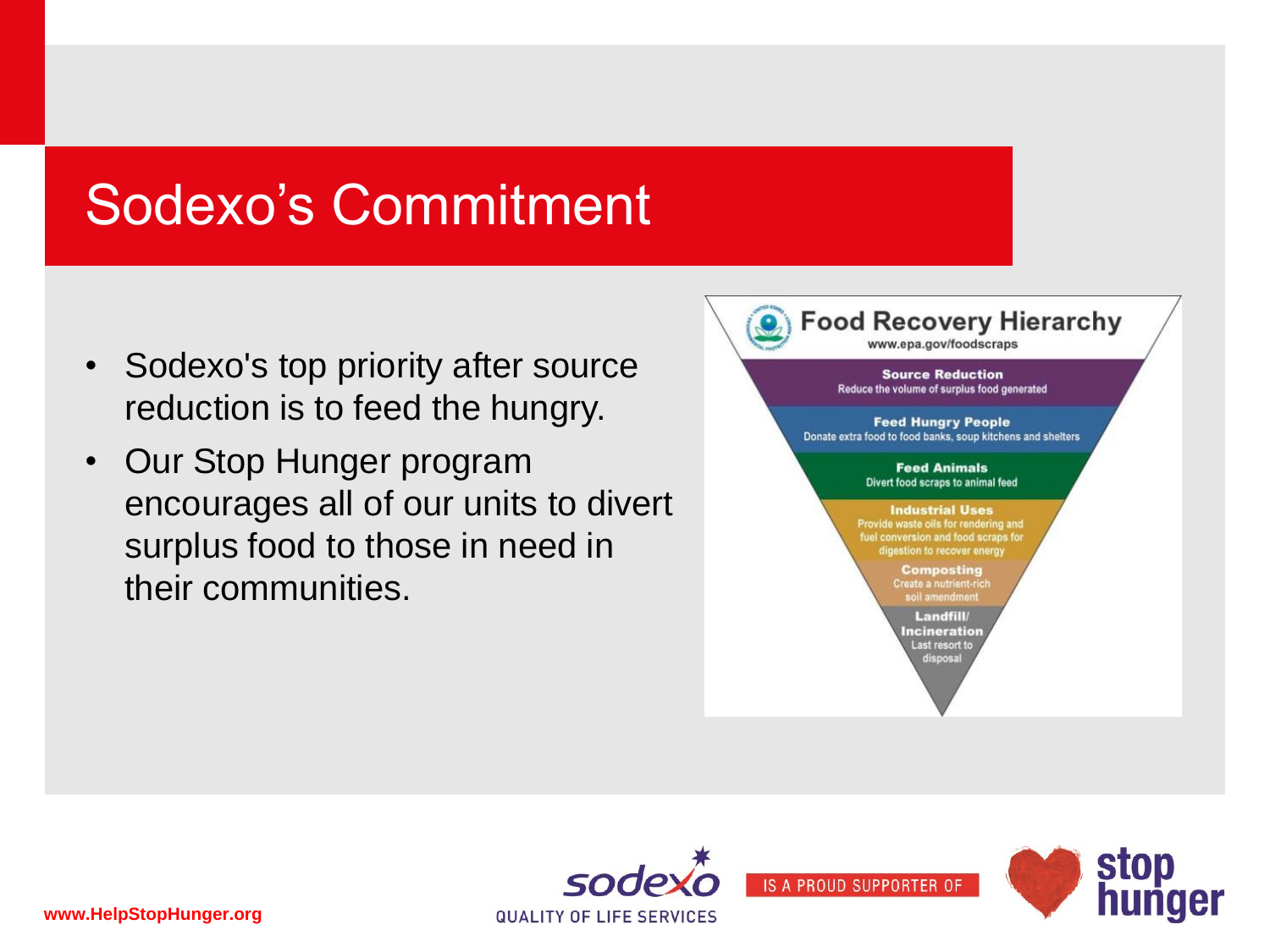# Sodexo's Commitment

- Sodexo's top priority after source reduction is to feed the hungry.
- Our Stop Hunger program encourages all of our units to divert surplus food to those in need in their communities.

**Food Recovery Hierarchy**

www.epa.gov/foodscraps

**Source Reduction**
Reduce the volume of surplus food generated

**Feed Hungry People**
Donate extra food to food banks, soup kitchens and shelters

**Feed Animals**
Divert food scraps to animal feed

**Industrial Uses**
Provide waste oils for rendering and fuel conversion and food scraps for digestion to recover energy

**Composting**
Create a nutrient-rich soil amendment

**Landfill/ Incineration**
Last resort to disposal

sodexo QUALITY OF LIFE SERVICES IS A PROUD SUPPORTER OF stop hunger

www.HelpStopHunger.org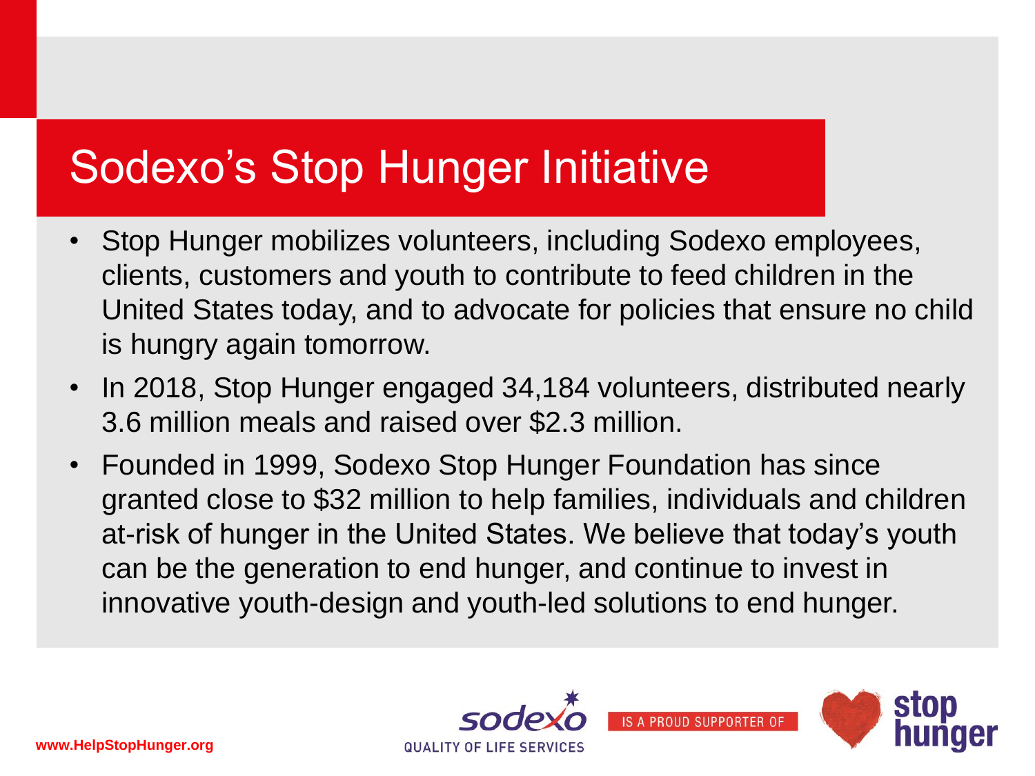# Sodexo's Stop Hunger Initiative

- Stop Hunger mobilizes volunteers, including Sodexo employees, clients, customers and youth to contribute to feed children in the United States today, and to advocate for policies that ensure no child is hungry again tomorrow.
- In 2018, Stop Hunger engaged 34,184 volunteers, distributed nearly 3.6 million meals and raised over $2.3 million.
- Founded in 1999, Sodexo Stop Hunger Foundation has since granted close to $32 million to help families, individuals and children at-risk of hunger in the United States. We believe that today's youth can be the generation to end hunger, and continue to invest in innovative youth-design and youth-led solutions to end hunger.

sodexo QUALITY OF LIFE SERVICES IS A PROUD SUPPORTER OF stop hunger

www.HelpStopHunger.org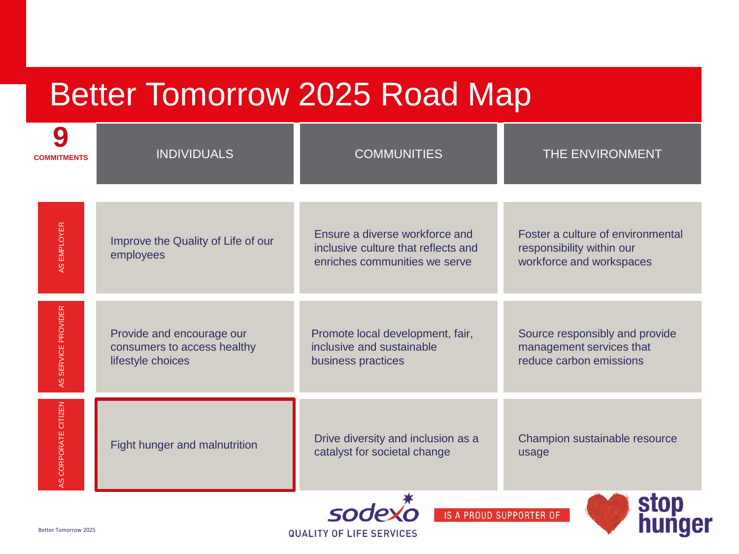# Better Tomorrow 2025 Road Map

| 9 COMMITMENTS | INDIVIDUALS | COMMUNITIES | THE ENVIRONMENT |
|---|---|---|---|
| AS EMPLOYER | Improve the Quality of Life of our employees | Ensure a diverse workforce and inclusive culture that reflects and enriches communities we serve | Foster a culture of environmental responsibility within our workforce and workspaces |
| AS SERVICE PROVIDER | Provide and encourage our consumers to access healthy lifestyle choices | Promote local development, fair, inclusive and sustainable business practices | Source responsibly and provide management services that reduce carbon emissions |
| AS CORPORATE CITIZEN | Fight hunger and malnutrition | Drive diversity and inclusion as a catalyst for societal change | Champion sustainable resource usage |

sodexo QUALITY OF LIFE SERVICES IS A PROUD SUPPORTER OF stop hunger

Better Tomorrow 2025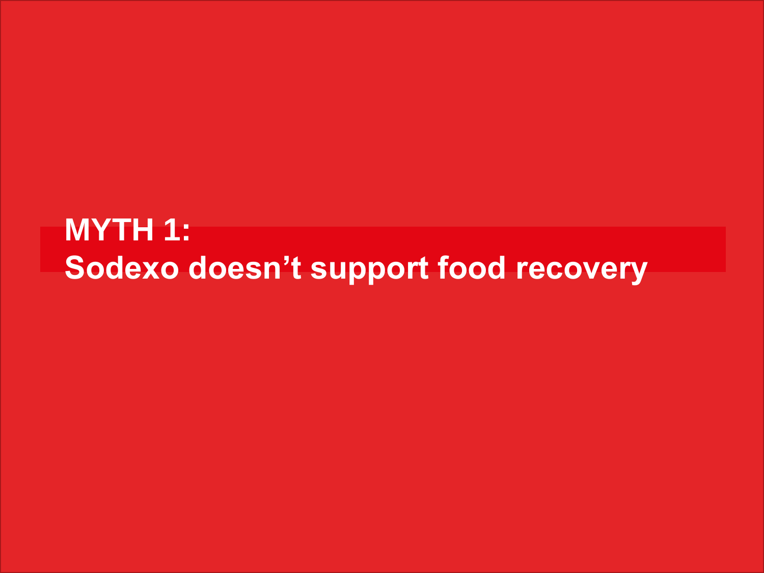# MYTH 1:
# Sodexo doesn’t support food recovery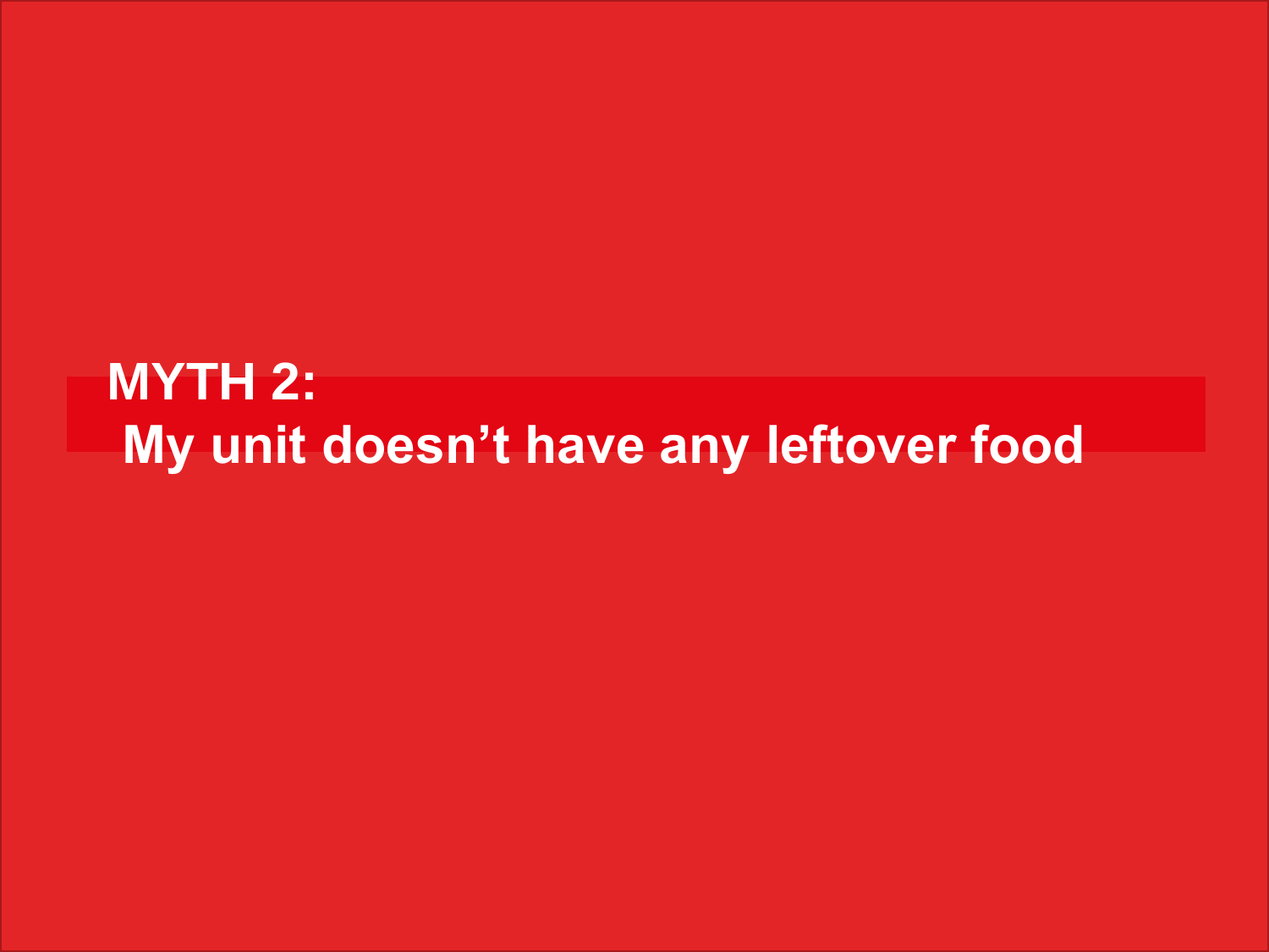# MYTH 2:

## My unit doesn’t have any leftover food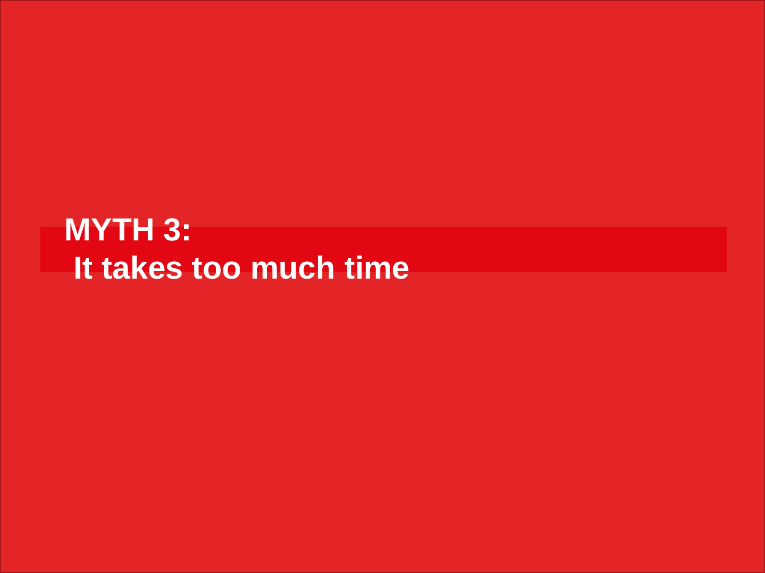# MYTH 3:

# It takes too much time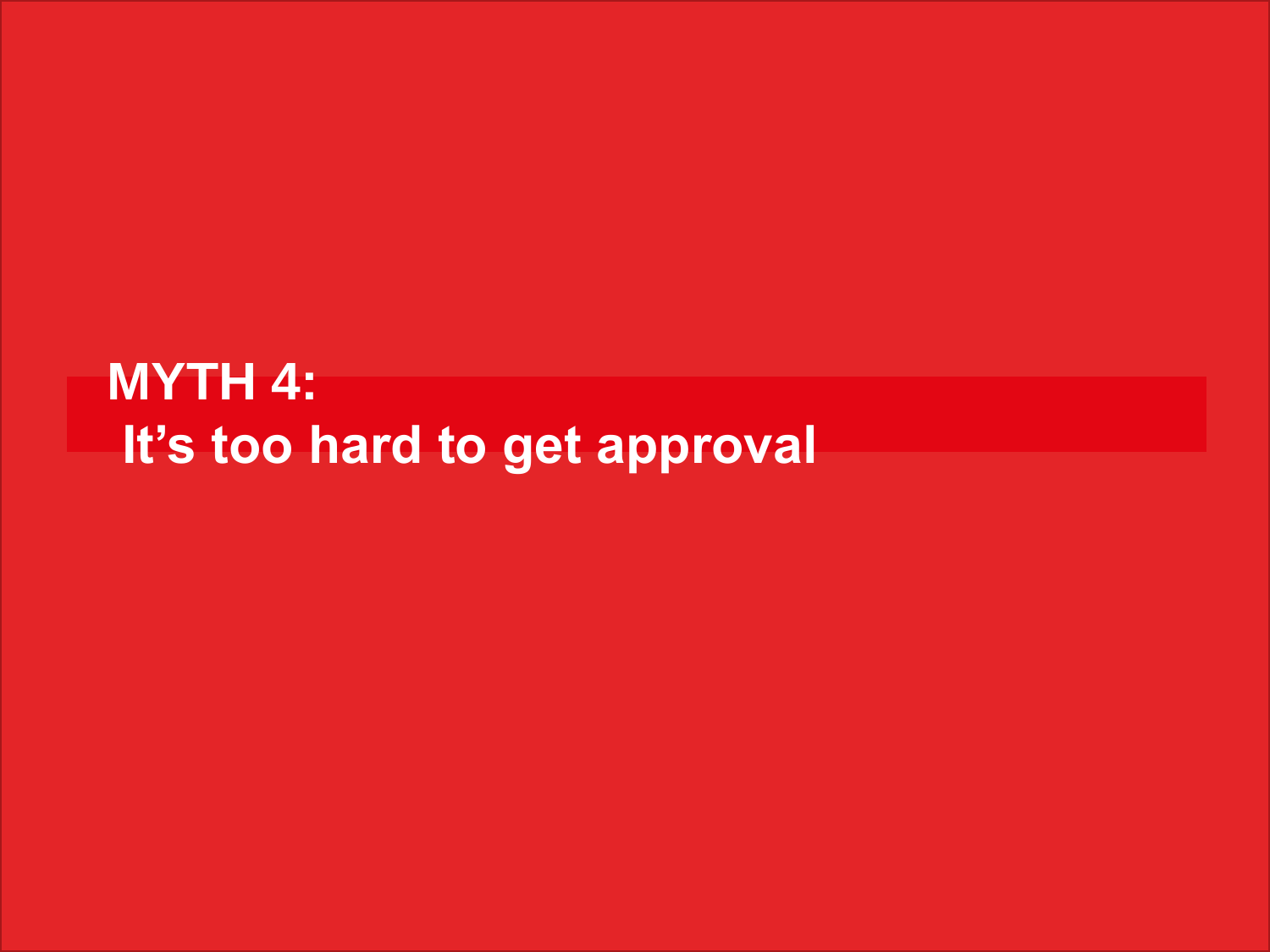# MYTH 4: It's too hard to get approval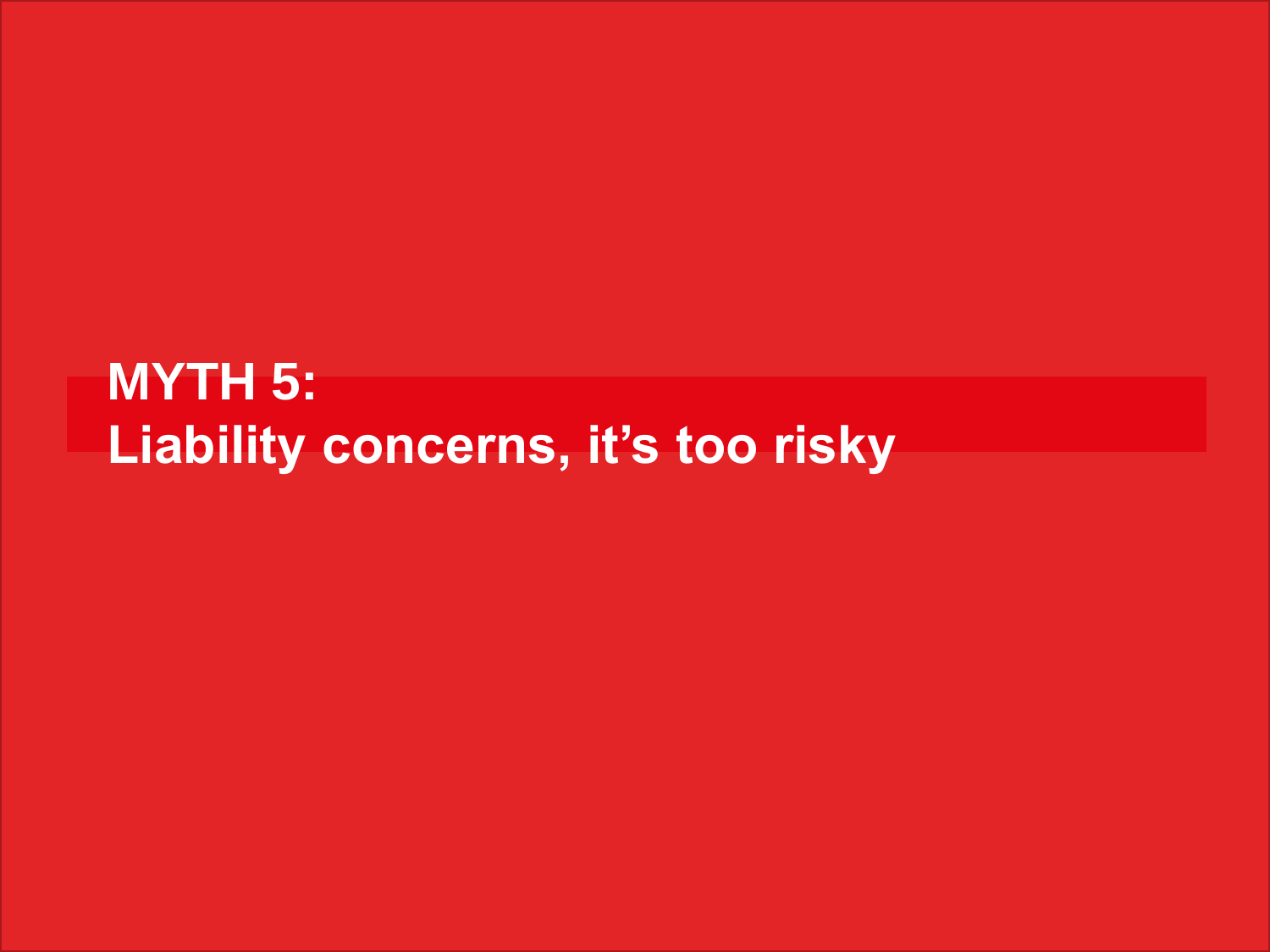# MYTH 5:
# Liability concerns, it's too risky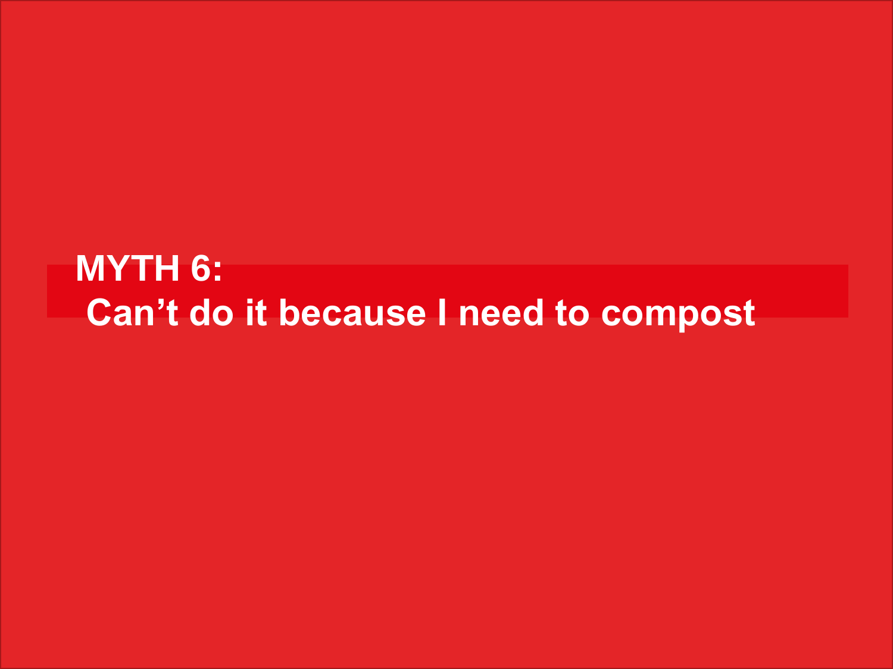# MYTH 6:

# Can’t do it because I need to compost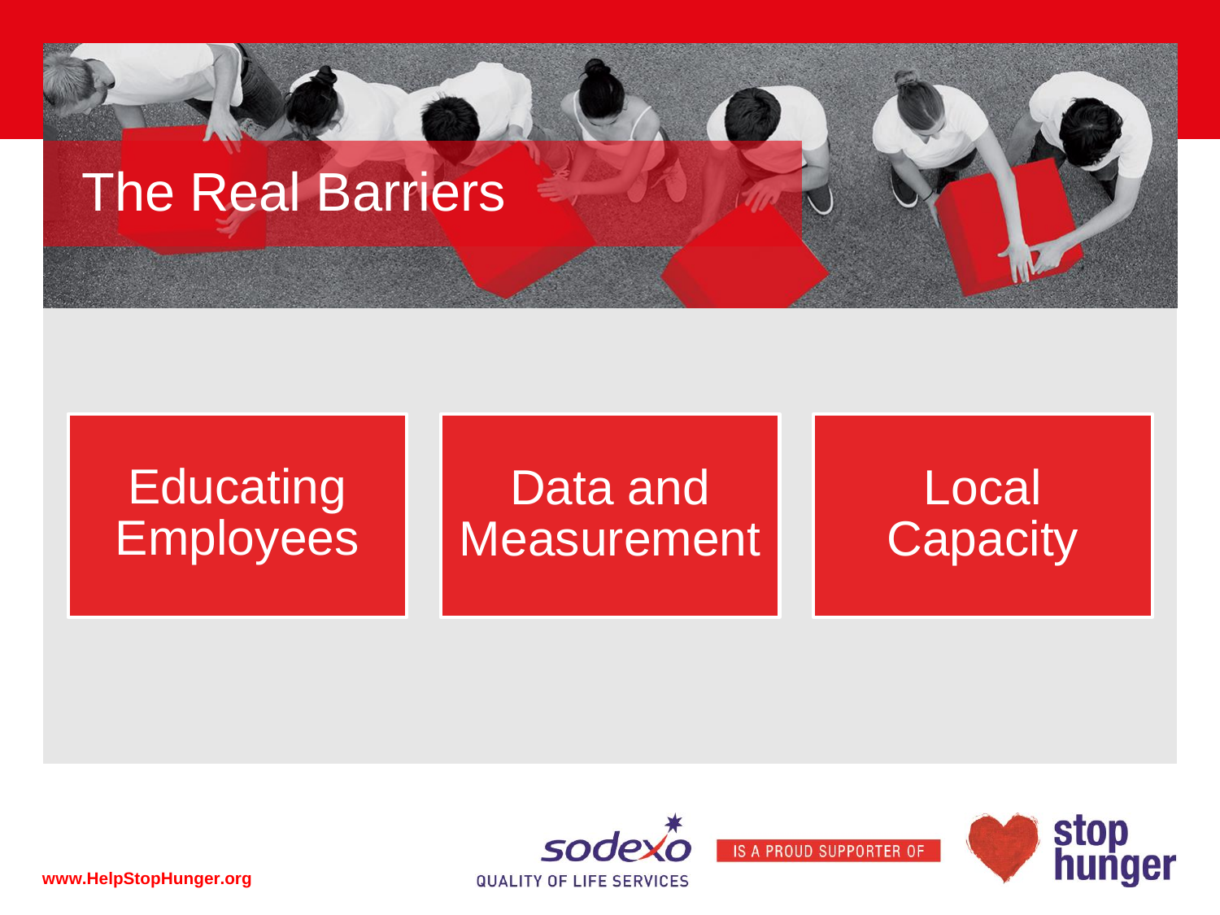# The Real Barriers

- Educating Employees
- Data and Measurement
- Local Capacity

www.HelpStopHunger.org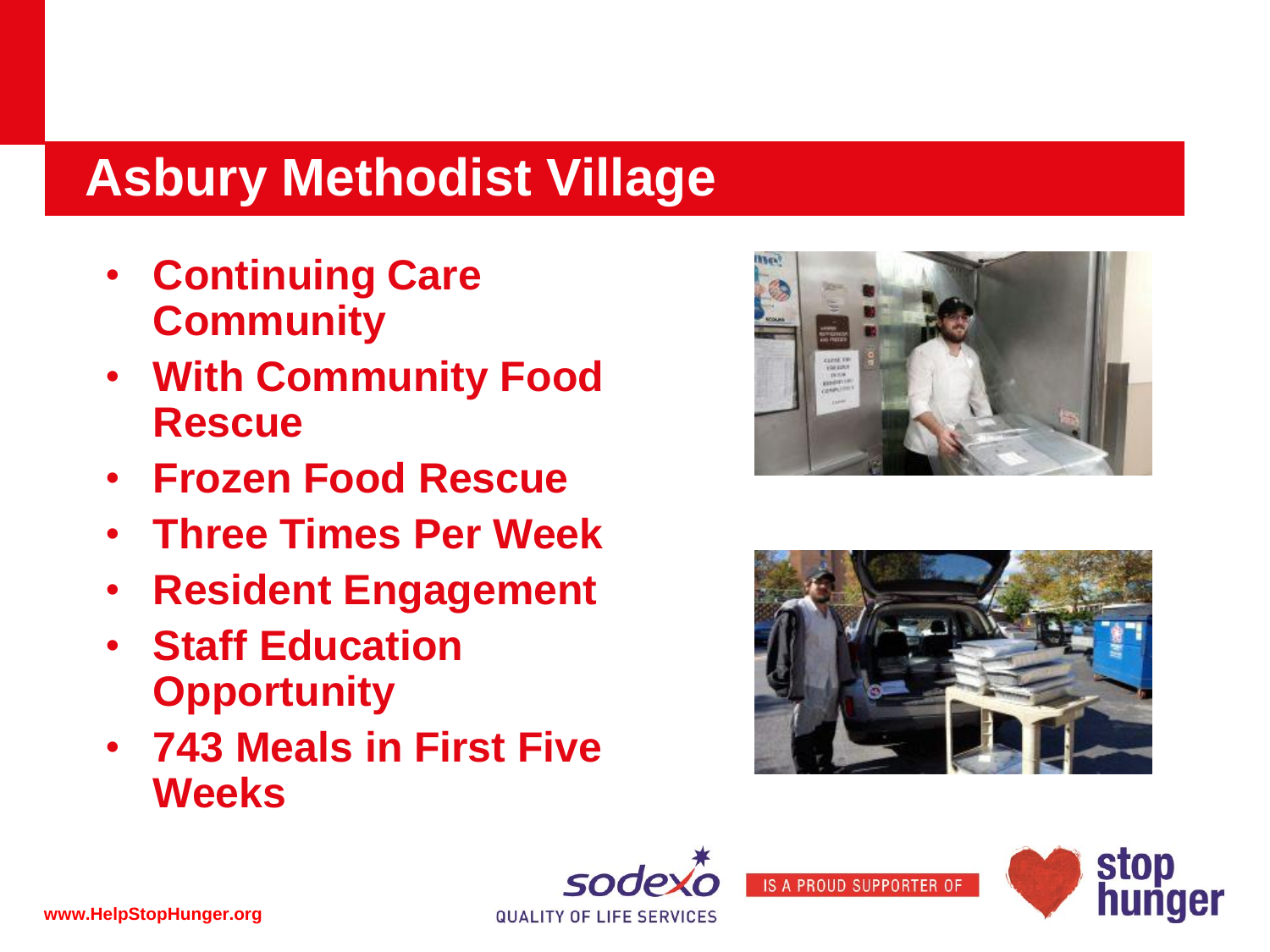# Asbury Methodist Village

- **Continuing Care Community**
- **With Community Food Rescue**
- **Frozen Food Rescue**
- **Three Times Per Week**
- **Resident Engagement**
- **Staff Education Opportunity**
- **743 Meals in First Five Weeks**

www.HelpStopHunger.org

sodexo QUALITY OF LIFE SERVICES IS A PROUD SUPPORTER OF stop hunger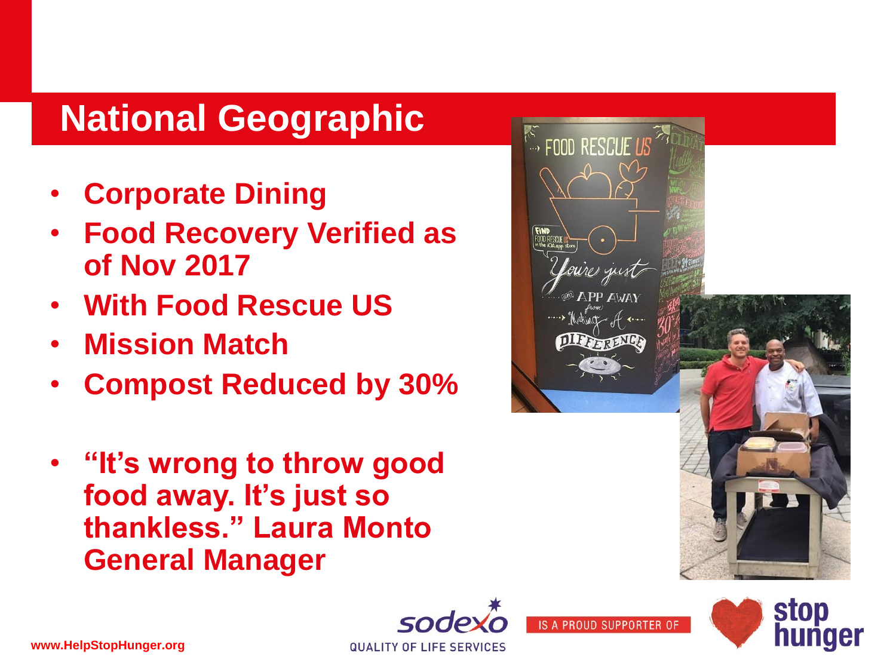# National Geographic

- **Corporate Dining**
- **Food Recovery Verified as of Nov 2017**
- **With Food Rescue US**
- **Mission Match**
- **Compost Reduced by 30%**

- **"It's wrong to throw good food away. It's just so thankless." Laura Monto General Manager**

www.HelpStopHunger.org

sodexo QUALITY OF LIFE SERVICES IS A PROUD SUPPORTER OF stop hunger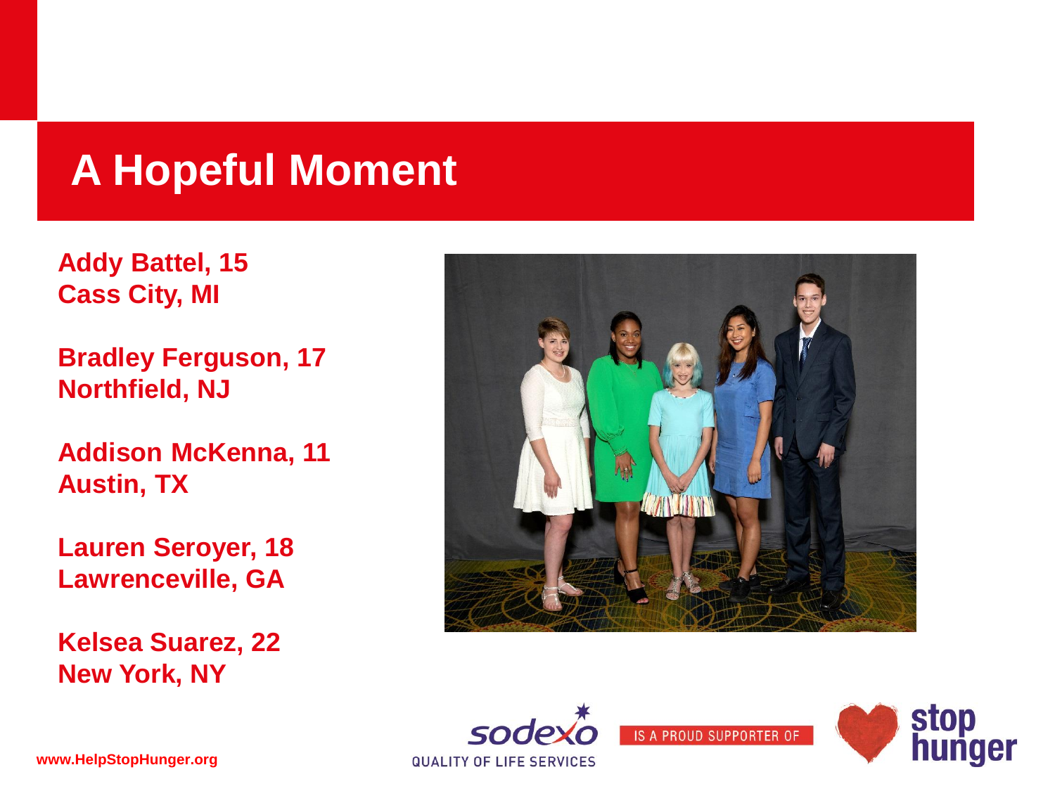# A Hopeful Moment

**Addy Battel, 15**
**Cass City, MI**

**Bradley Ferguson, 17**
**Northfield, NJ**

**Addison McKenna, 11**
**Austin, TX**

**Lauren Seroyer, 18**
**Lawrenceville, GA**

**Kelsea Suarez, 22**
**New York, NY**

sodexo QUALITY OF LIFE SERVICES IS A PROUD SUPPORTER OF stop hunger

www.HelpStopHunger.org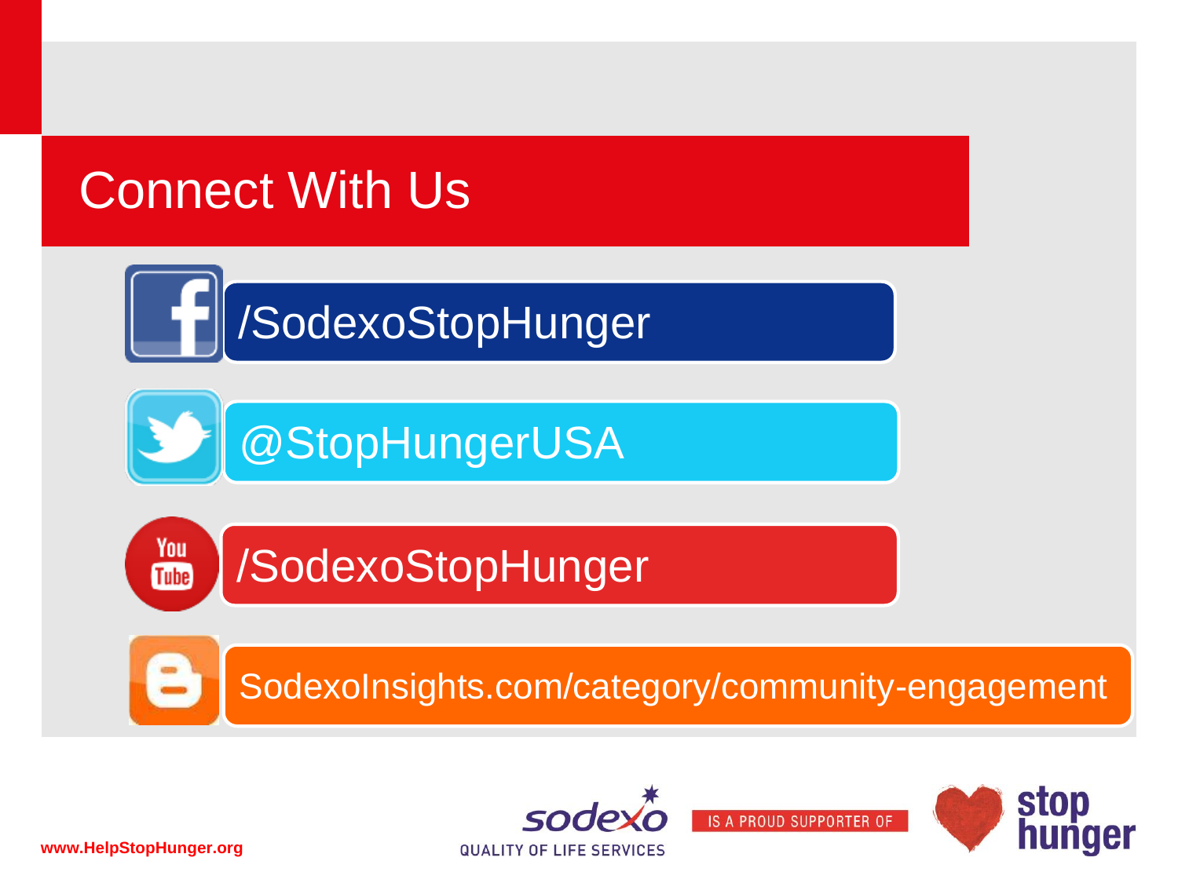# Connect With Us

- /SodexoStopHunger
- @StopHungerUSA
- /SodexoStopHunger
- SodexoInsights.com/category/community-engagement

www.HelpStopHunger.org

sodexo QUALITY OF LIFE SERVICES IS A PROUD SUPPORTER OF stop hunger